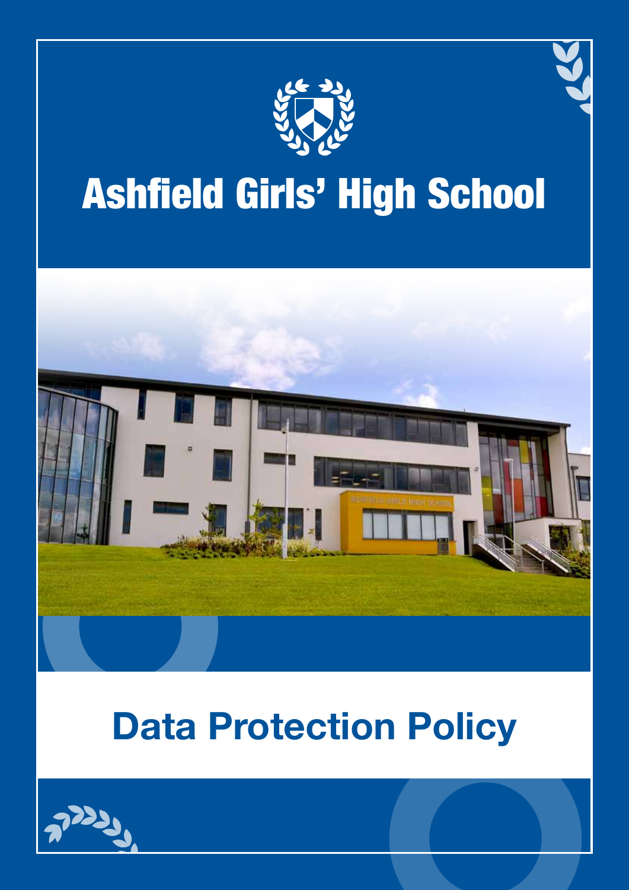# Ashfield Girls' High School

# Data Protection Policy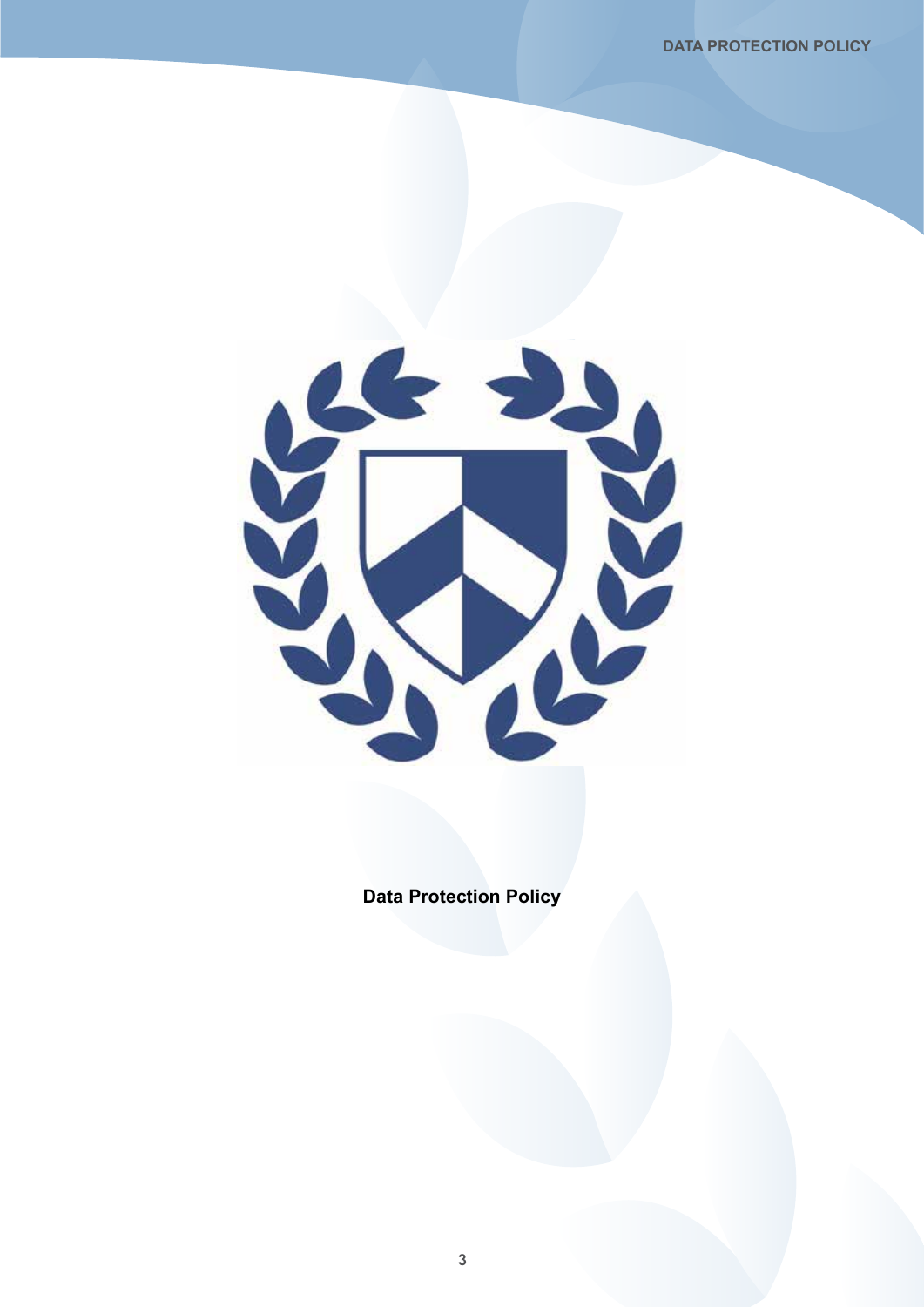**Data Protection Policy**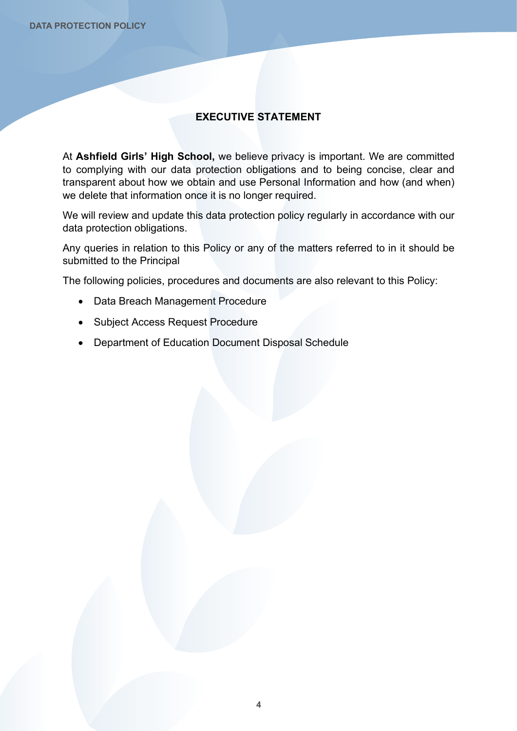## EXECUTIVE STATEMENT

At **Ashfield Girls' High School,** we believe privacy is important. We are committed to complying with our data protection obligations and to being concise, clear and transparent about how we obtain and use Personal Information and how (and when) we delete that information once it is no longer required.

We will review and update this data protection policy regularly in accordance with our data protection obligations.

Any queries in relation to this Policy or any of the matters referred to in it should be submitted to the Principal

The following policies, procedures and documents are also relevant to this Policy:

- Data Breach Management Procedure
- Subject Access Request Procedure
- Department of Education Document Disposal Schedule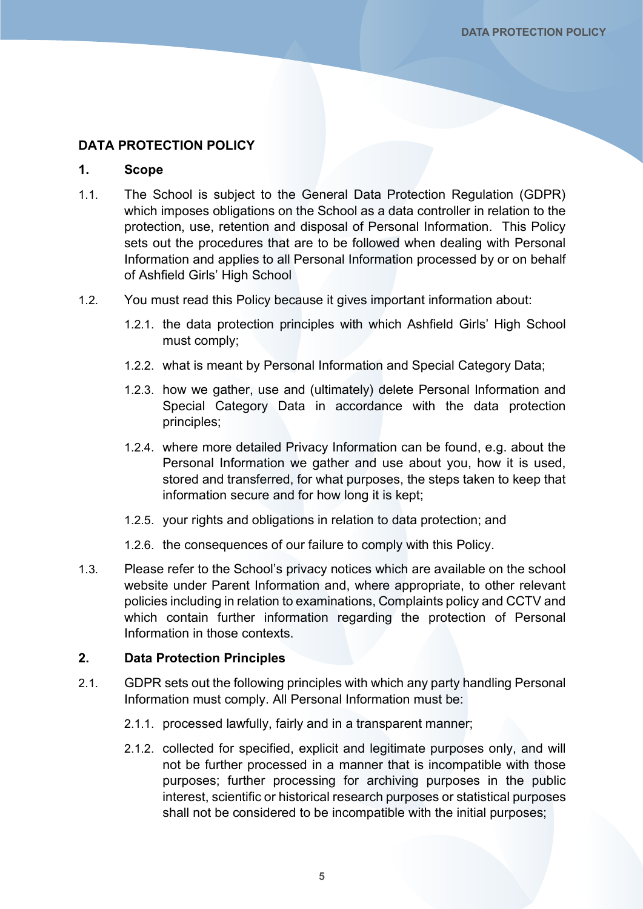# DATA PROTECTION POLICY

## 1. Scope

1.1. The School is subject to the General Data Protection Regulation (GDPR) which imposes obligations on the School as a data controller in relation to the protection, use, retention and disposal of Personal Information. This Policy sets out the procedures that are to be followed when dealing with Personal Information and applies to all Personal Information processed by or on behalf of Ashfield Girls' High School

1.2. You must read this Policy because it gives important information about:

1.2.1. the data protection principles with which Ashfield Girls' High School must comply;

1.2.2. what is meant by Personal Information and Special Category Data;

1.2.3. how we gather, use and (ultimately) delete Personal Information and Special Category Data in accordance with the data protection principles;

1.2.4. where more detailed Privacy Information can be found, e.g. about the Personal Information we gather and use about you, how it is used, stored and transferred, for what purposes, the steps taken to keep that information secure and for how long it is kept;

1.2.5. your rights and obligations in relation to data protection; and

1.2.6. the consequences of our failure to comply with this Policy.

1.3. Please refer to the School's privacy notices which are available on the school website under Parent Information and, where appropriate, to other relevant policies including in relation to examinations, Complaints policy and CCTV and which contain further information regarding the protection of Personal Information in those contexts.

## 2. Data Protection Principles

2.1. GDPR sets out the following principles with which any party handling Personal Information must comply. All Personal Information must be:

2.1.1. processed lawfully, fairly and in a transparent manner;

2.1.2. collected for specified, explicit and legitimate purposes only, and will not be further processed in a manner that is incompatible with those purposes; further processing for archiving purposes in the public interest, scientific or historical research purposes or statistical purposes shall not be considered to be incompatible with the initial purposes;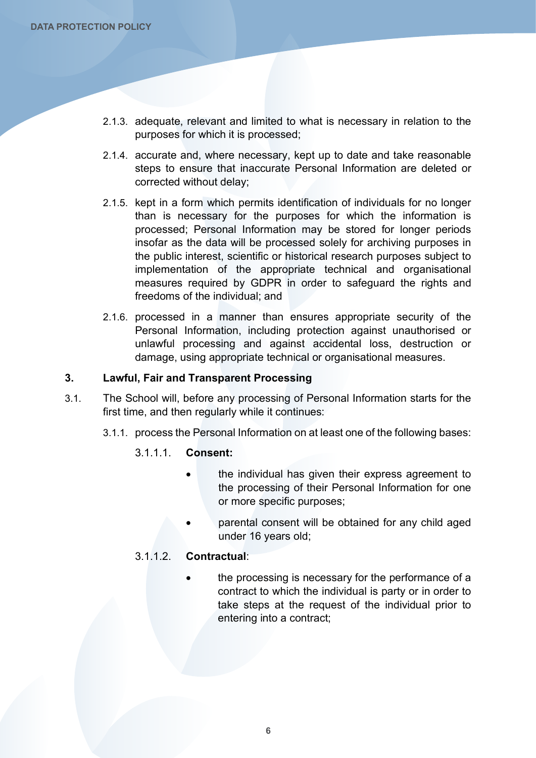2.1.3. adequate, relevant and limited to what is necessary in relation to the purposes for which it is processed;

2.1.4. accurate and, where necessary, kept up to date and take reasonable steps to ensure that inaccurate Personal Information are deleted or corrected without delay;

2.1.5. kept in a form which permits identification of individuals for no longer than is necessary for the purposes for which the information is processed; Personal Information may be stored for longer periods insofar as the data will be processed solely for archiving purposes in the public interest, scientific or historical research purposes subject to implementation of the appropriate technical and organisational measures required by GDPR in order to safeguard the rights and freedoms of the individual; and

2.1.6. processed in a manner than ensures appropriate security of the Personal Information, including protection against unauthorised or unlawful processing and against accidental loss, destruction or damage, using appropriate technical or organisational measures.

## 3. Lawful, Fair and Transparent Processing

3.1. The School will, before any processing of Personal Information starts for the first time, and then regularly while it continues:

3.1.1. process the Personal Information on at least one of the following bases:

3.1.1.1. **Consent:**

- the individual has given their express agreement to the processing of their Personal Information for one or more specific purposes;
- parental consent will be obtained for any child aged under 16 years old;

3.1.1.2. **Contractual**:

- the processing is necessary for the performance of a contract to which the individual is party or in order to take steps at the request of the individual prior to entering into a contract;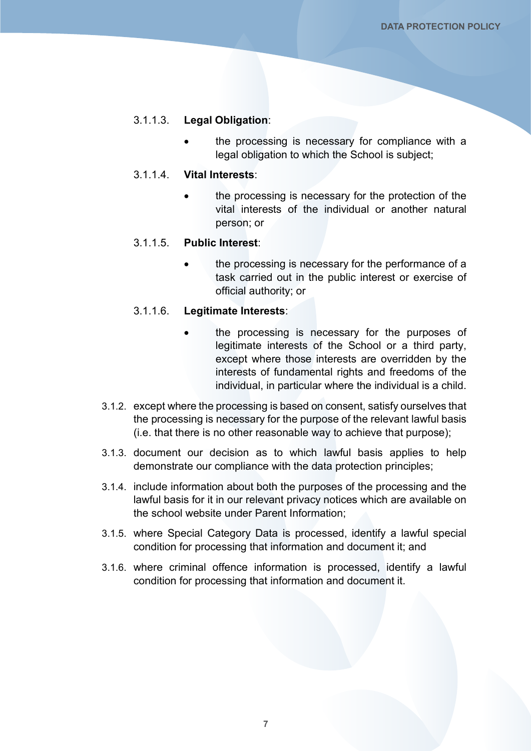3.1.1.3. **Legal Obligation**:

- the processing is necessary for compliance with a legal obligation to which the School is subject;

3.1.1.4. **Vital Interests**:

- the processing is necessary for the protection of the vital interests of the individual or another natural person; or

3.1.1.5. **Public Interest**:

- the processing is necessary for the performance of a task carried out in the public interest or exercise of official authority; or

3.1.1.6. **Legitimate Interests**:

- the processing is necessary for the purposes of legitimate interests of the School or a third party, except where those interests are overridden by the interests of fundamental rights and freedoms of the individual, in particular where the individual is a child.

3.1.2. except where the processing is based on consent, satisfy ourselves that the processing is necessary for the purpose of the relevant lawful basis (i.e. that there is no other reasonable way to achieve that purpose);

3.1.3. document our decision as to which lawful basis applies to help demonstrate our compliance with the data protection principles;

3.1.4. include information about both the purposes of the processing and the lawful basis for it in our relevant privacy notices which are available on the school website under Parent Information;

3.1.5. where Special Category Data is processed, identify a lawful special condition for processing that information and document it; and

3.1.6. where criminal offence information is processed, identify a lawful condition for processing that information and document it.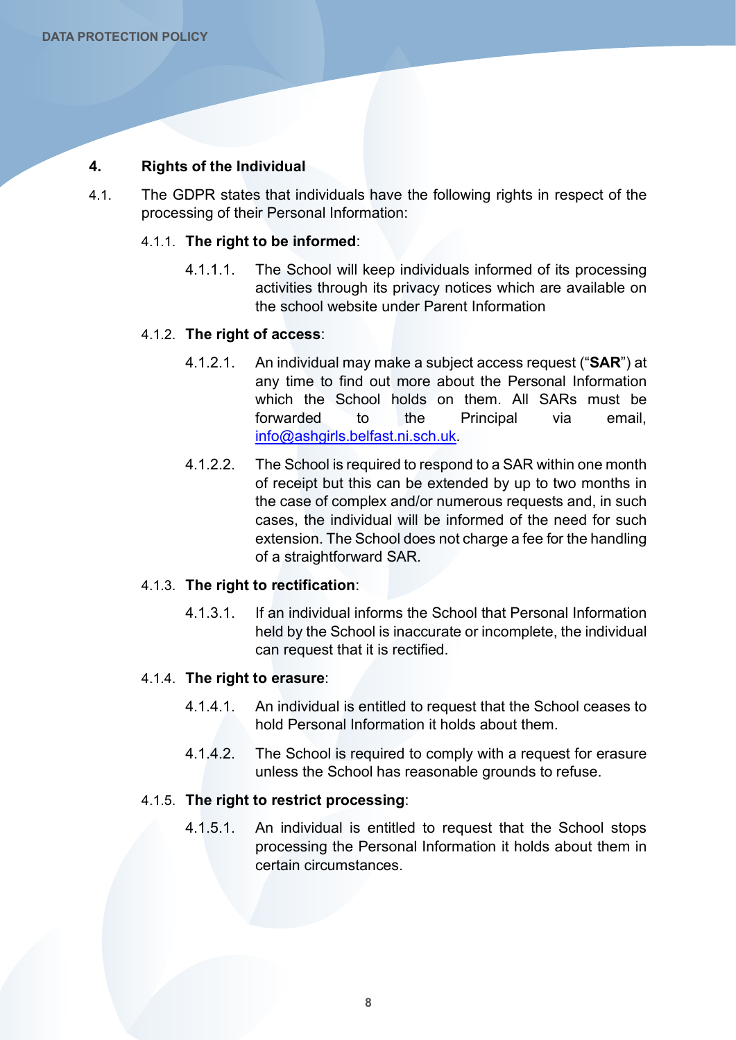## 4. Rights of the Individual

4.1. The GDPR states that individuals have the following rights in respect of the processing of their Personal Information:

4.1.1. **The right to be informed**:

4.1.1.1. The School will keep individuals informed of its processing activities through its privacy notices which are available on the school website under Parent Information

4.1.2. **The right of access**:

4.1.2.1. An individual may make a subject access request ("**SAR**") at any time to find out more about the Personal Information which the School holds on them. All SARs must be forwarded to the Principal via email, info@ashgirls.belfast.ni.sch.uk.

4.1.2.2. The School is required to respond to a SAR within one month of receipt but this can be extended by up to two months in the case of complex and/or numerous requests and, in such cases, the individual will be informed of the need for such extension. The School does not charge a fee for the handling of a straightforward SAR.

4.1.3. **The right to rectification**:

4.1.3.1. If an individual informs the School that Personal Information held by the School is inaccurate or incomplete, the individual can request that it is rectified.

4.1.4. **The right to erasure**:

4.1.4.1. An individual is entitled to request that the School ceases to hold Personal Information it holds about them.

4.1.4.2. The School is required to comply with a request for erasure unless the School has reasonable grounds to refuse.

4.1.5. **The right to restrict processing**:

4.1.5.1. An individual is entitled to request that the School stops processing the Personal Information it holds about them in certain circumstances.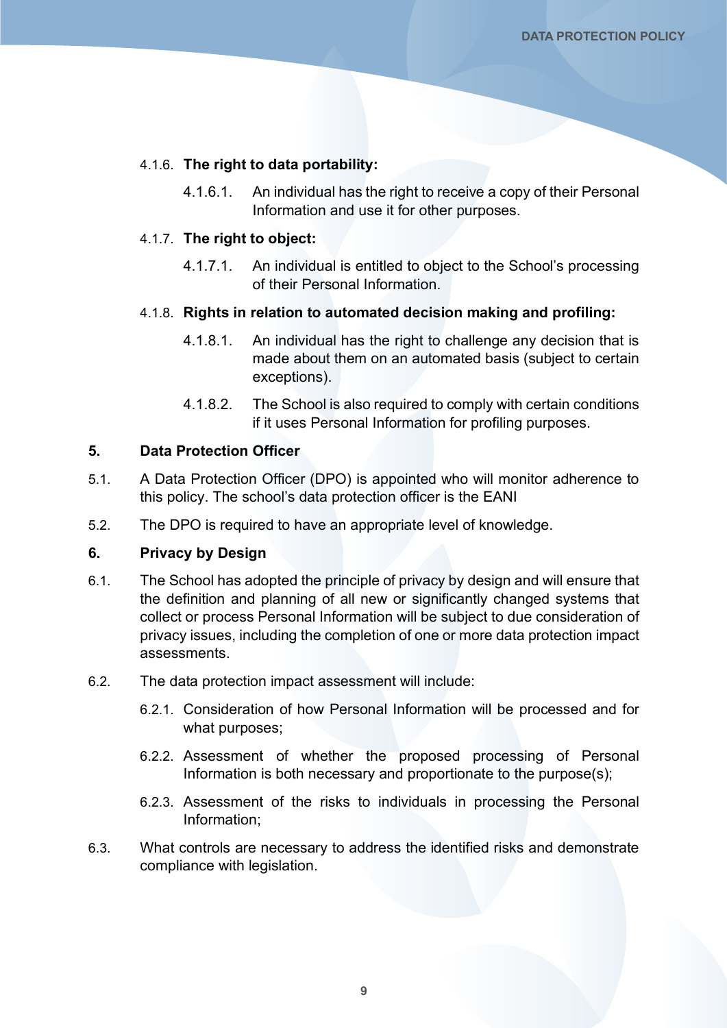4.1.6. **The right to data portability:**

4.1.6.1. An individual has the right to receive a copy of their Personal Information and use it for other purposes.

4.1.7. **The right to object:**

4.1.7.1. An individual is entitled to object to the School's processing of their Personal Information.

4.1.8. **Rights in relation to automated decision making and profiling:**

4.1.8.1. An individual has the right to challenge any decision that is made about them on an automated basis (subject to certain exceptions).

4.1.8.2. The School is also required to comply with certain conditions if it uses Personal Information for profiling purposes.

## 5. Data Protection Officer

5.1. A Data Protection Officer (DPO) is appointed who will monitor adherence to this policy. The school's data protection officer is the EANI

5.2. The DPO is required to have an appropriate level of knowledge.

## 6. Privacy by Design

6.1. The School has adopted the principle of privacy by design and will ensure that the definition and planning of all new or significantly changed systems that collect or process Personal Information will be subject to due consideration of privacy issues, including the completion of one or more data protection impact assessments.

6.2. The data protection impact assessment will include:

6.2.1. Consideration of how Personal Information will be processed and for what purposes;

6.2.2. Assessment of whether the proposed processing of Personal Information is both necessary and proportionate to the purpose(s);

6.2.3. Assessment of the risks to individuals in processing the Personal Information;

6.3. What controls are necessary to address the identified risks and demonstrate compliance with legislation.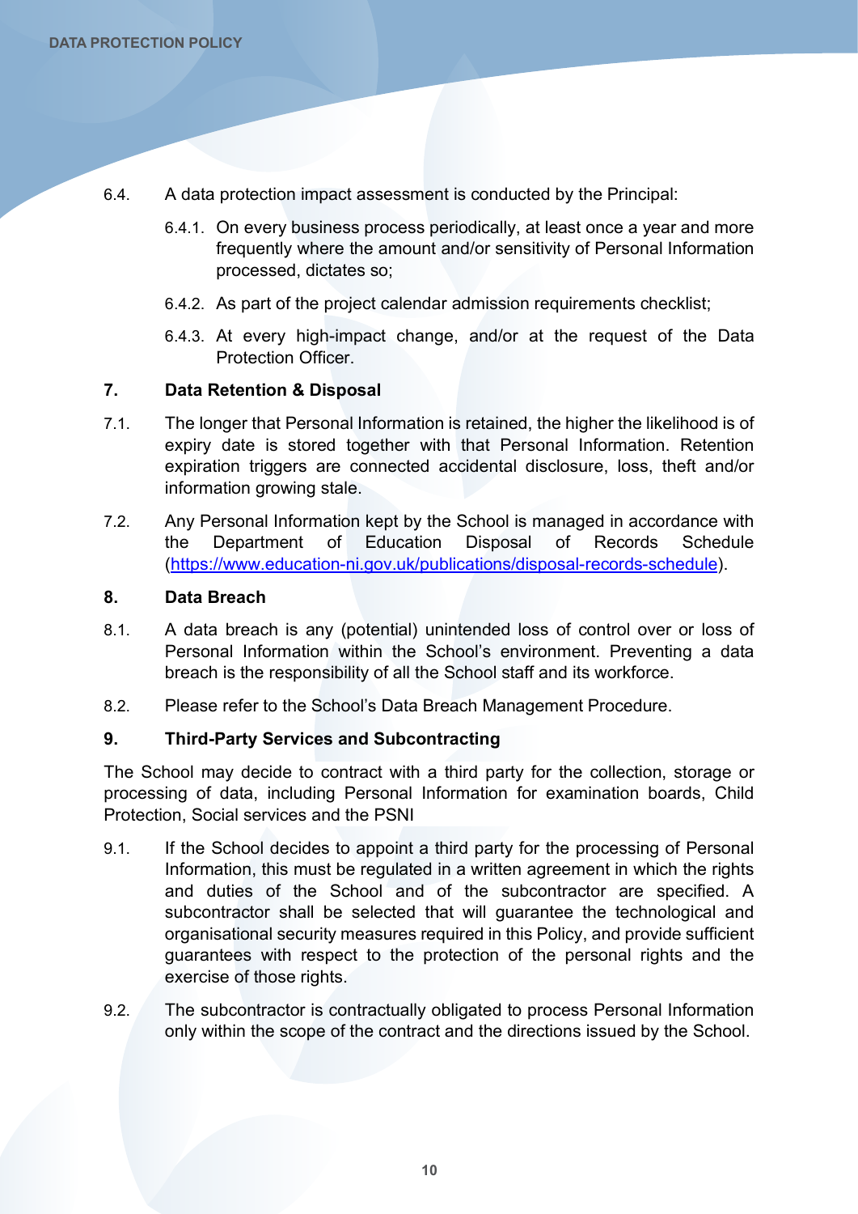6.4. A data protection impact assessment is conducted by the Principal:

6.4.1. On every business process periodically, at least once a year and more frequently where the amount and/or sensitivity of Personal Information processed, dictates so;

6.4.2. As part of the project calendar admission requirements checklist;

6.4.3. At every high-impact change, and/or at the request of the Data Protection Officer.

## 7. Data Retention & Disposal

7.1. The longer that Personal Information is retained, the higher the likelihood is of expiry date is stored together with that Personal Information. Retention expiration triggers are connected accidental disclosure, loss, theft and/or information growing stale.

7.2. Any Personal Information kept by the School is managed in accordance with the Department of Education Disposal of Records Schedule (https://www.education-ni.gov.uk/publications/disposal-records-schedule).

## 8. Data Breach

8.1. A data breach is any (potential) unintended loss of control over or loss of Personal Information within the School's environment. Preventing a data breach is the responsibility of all the School staff and its workforce.

8.2. Please refer to the School's Data Breach Management Procedure.

## 9. Third-Party Services and Subcontracting

The School may decide to contract with a third party for the collection, storage or processing of data, including Personal Information for examination boards, Child Protection, Social services and the PSNI

9.1. If the School decides to appoint a third party for the processing of Personal Information, this must be regulated in a written agreement in which the rights and duties of the School and of the subcontractor are specified. A subcontractor shall be selected that will guarantee the technological and organisational security measures required in this Policy, and provide sufficient guarantees with respect to the protection of the personal rights and the exercise of those rights.

9.2. The subcontractor is contractually obligated to process Personal Information only within the scope of the contract and the directions issued by the School.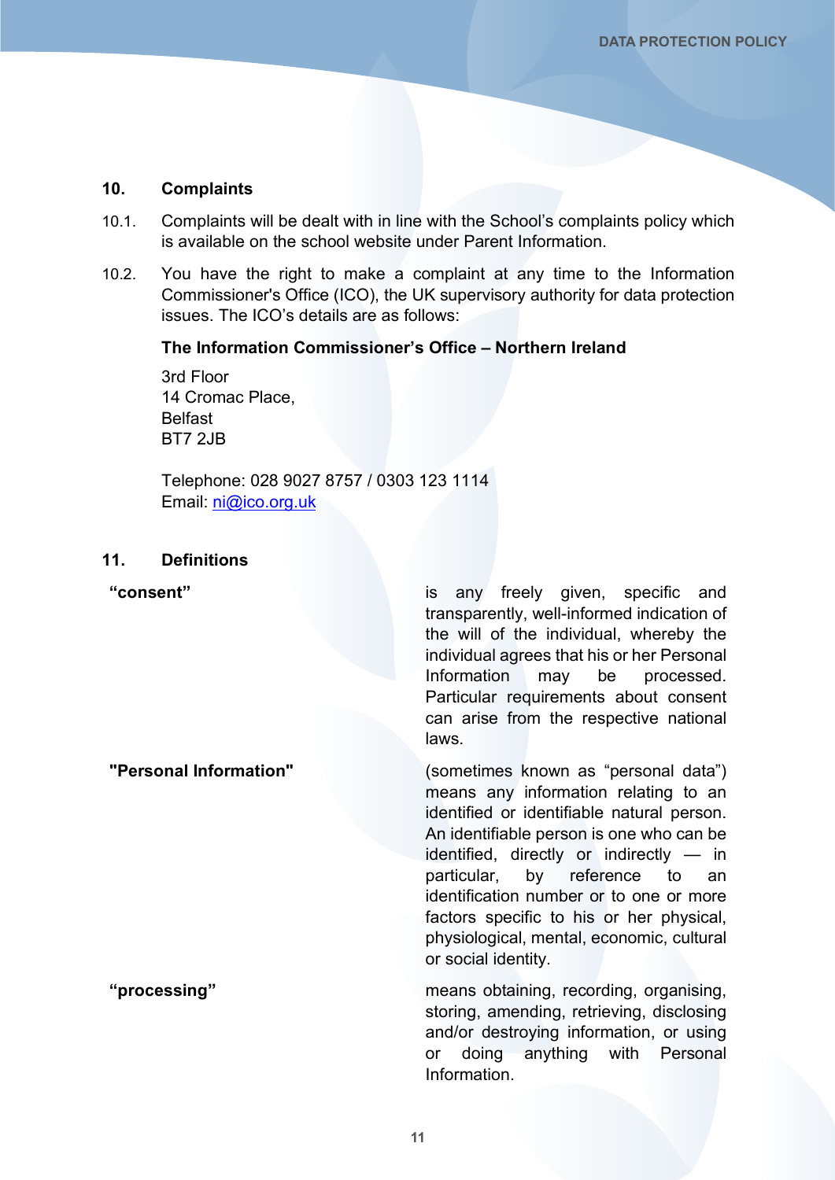## 10. Complaints

10.1. Complaints will be dealt with in line with the School's complaints policy which is available on the school website under Parent Information.

10.2. You have the right to make a complaint at any time to the Information Commissioner's Office (ICO), the UK supervisory authority for data protection issues. The ICO's details are as follows:

**The Information Commissioner's Office – Northern Ireland**

3rd Floor
14 Cromac Place,
Belfast
BT7 2JB

Telephone: 028 9027 8757 / 0303 123 1114
Email: ni@ico.org.uk

## 11. Definitions

| | |
|---|---|
| **"consent"** | is any freely given, specific and transparently, well-informed indication of the will of the individual, whereby the individual agrees that his or her Personal Information may be processed. Particular requirements about consent can arise from the respective national laws. |
| **"Personal Information"** | (sometimes known as "personal data") means any information relating to an identified or identifiable natural person. An identifiable person is one who can be identified, directly or indirectly — in particular, by reference to an identification number or to one or more factors specific to his or her physical, physiological, mental, economic, cultural or social identity. |
| **"processing"** | means obtaining, recording, organising, storing, amending, retrieving, disclosing and/or destroying information, or using or doing anything with Personal Information. |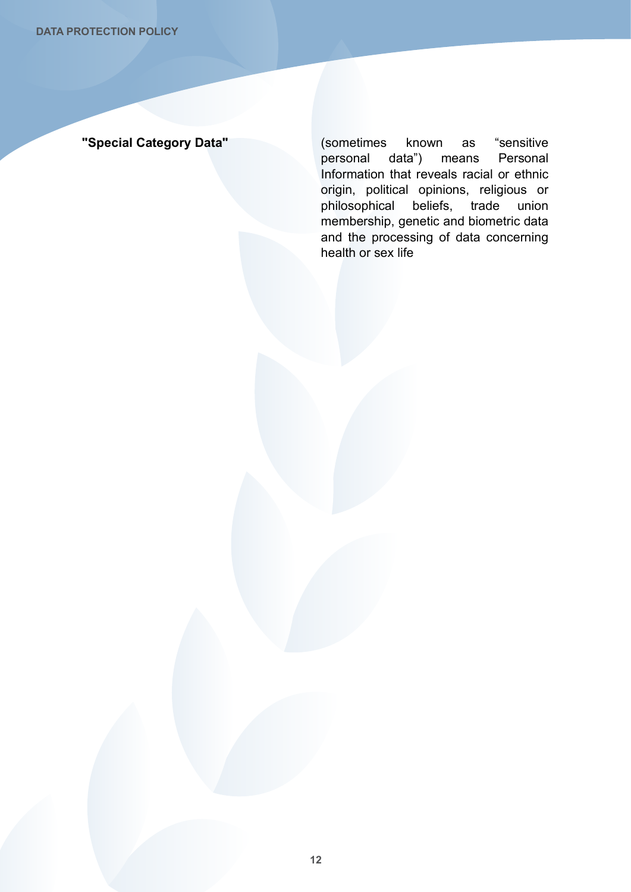| | |
|---|---|
| **"Special Category Data"** | (sometimes known as "sensitive personal data") means Personal Information that reveals racial or ethnic origin, political opinions, religious or philosophical beliefs, trade union membership, genetic and biometric data and the processing of data concerning health or sex life |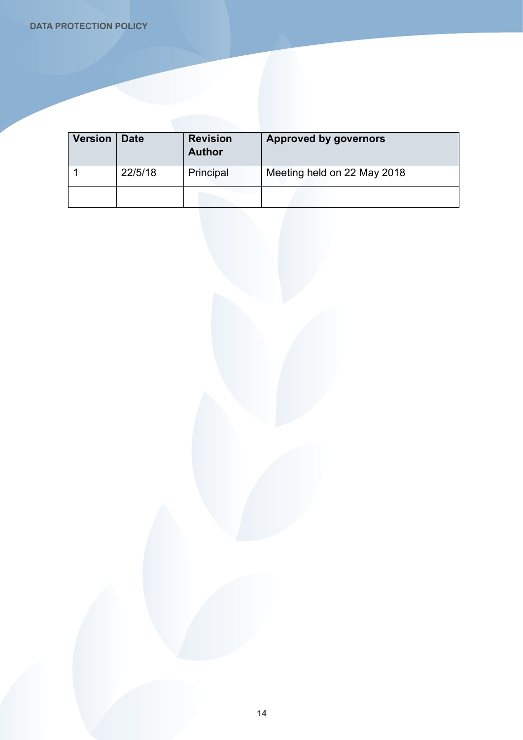| Version | Date | Revision Author | Approved by governors |
|---|---|---|---|
| 1 | 22/5/18 | Principal | Meeting held on 22 May 2018 |
| | | | |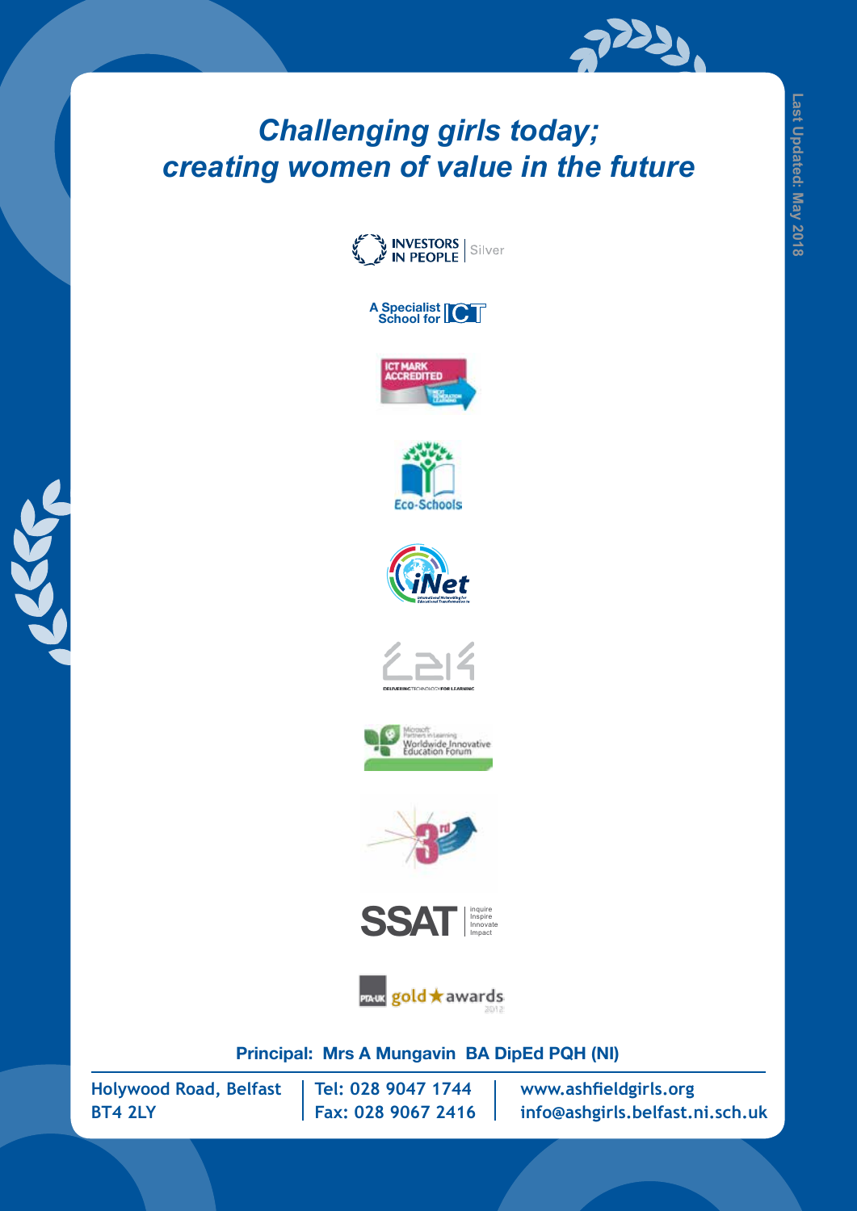*Challenging girls today;*
*creating women of value in the future*

INVESTORS IN PEOPLE | Silver

A Specialist School for ICT

ICT MARK ACCREDITED

Eco-Schools

iNet

DELIVERING TECHNOLOGY FOR LEARNING

Microsoft Partners in Learning Worldwide Innovative Education Forum

SSAT | Inquire Inspire Innovate Impact

PTA-UK gold ★ awards 2012

**Principal: Mrs A Mungavin BA DipEd PQH (NI)**

Holywood Road, Belfast
BT4 2LY

Tel: 028 9047 1744
Fax: 028 9067 2416

www.ashfieldgirls.org
info@ashgirls.belfast.ni.sch.uk

Last Updated: May 2018